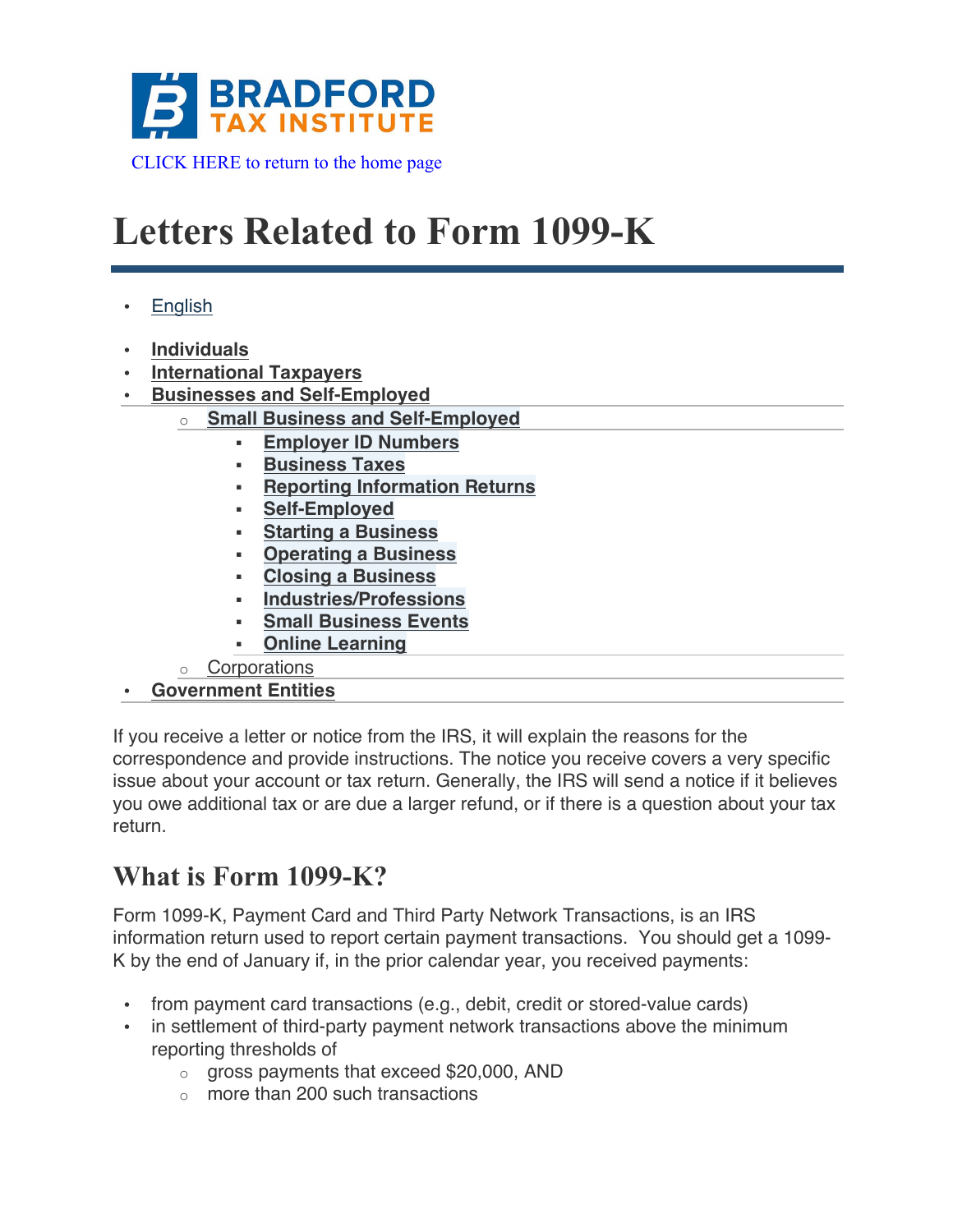CLICK HERE to return to the home page

# Letters Related to Form 1099-K

- English

- **Individuals**
- **International Taxpayers**
- **Businesses and Self-Employed**
  - **Small Business and Self-Employed**
    - **Employer ID Numbers**
    - **Business Taxes**
    - **Reporting Information Returns**
    - **Self-Employed**
    - **Starting a Business**
    - **Operating a Business**
    - **Closing a Business**
    - **Industries/Professions**
    - **Small Business Events**
    - **Online Learning**
  - Corporations
- **Government Entities**

If you receive a letter or notice from the IRS, it will explain the reasons for the correspondence and provide instructions. The notice you receive covers a very specific issue about your account or tax return. Generally, the IRS will send a notice if it believes you owe additional tax or are due a larger refund, or if there is a question about your tax return.

## What is Form 1099-K?

Form 1099-K, Payment Card and Third Party Network Transactions, is an IRS information return used to report certain payment transactions. You should get a 1099-K by the end of January if, in the prior calendar year, you received payments:

- from payment card transactions (e.g., debit, credit or stored-value cards)
- in settlement of third-party payment network transactions above the minimum reporting thresholds of
  - gross payments that exceed $20,000, AND
  - more than 200 such transactions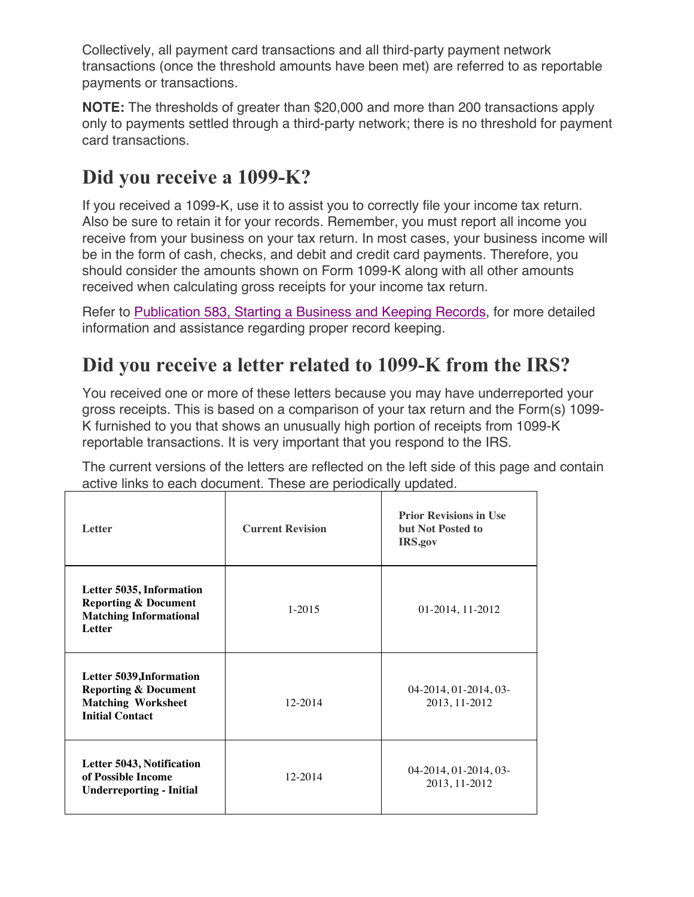Collectively, all payment card transactions and all third-party payment network transactions (once the threshold amounts have been met) are referred to as reportable payments or transactions.

**NOTE:** The thresholds of greater than $20,000 and more than 200 transactions apply only to payments settled through a third-party network; there is no threshold for payment card transactions.

## Did you receive a 1099-K?

If you received a 1099-K, use it to assist you to correctly file your income tax return. Also be sure to retain it for your records. Remember, you must report all income you receive from your business on your tax return. In most cases, your business income will be in the form of cash, checks, and debit and credit card payments. Therefore, you should consider the amounts shown on Form 1099-K along with all other amounts received when calculating gross receipts for your income tax return.

Refer to Publication 583, Starting a Business and Keeping Records, for more detailed information and assistance regarding proper record keeping.

## Did you receive a letter related to 1099-K from the IRS?

You received one or more of these letters because you may have underreported your gross receipts. This is based on a comparison of your tax return and the Form(s) 1099-K furnished to you that shows an unusually high portion of receipts from 1099-K reportable transactions. It is very important that you respond to the IRS.

The current versions of the letters are reflected on the left side of this page and contain active links to each document. These are periodically updated.

| Letter | Current Revision | Prior Revisions in Use but Not Posted to IRS.gov |
|---|---|---|
| **Letter 5035, Information Reporting & Document Matching Informational Letter** | 1-2015 | 01-2014, 11-2012 |
| **Letter 5039,Information Reporting & Document Matching Worksheet Initial Contact** | 12-2014 | 04-2014, 01-2014, 03-2013, 11-2012 |
| **Letter 5043, Notification of Possible Income Underreporting - Initial** | 12-2014 | 04-2014, 01-2014, 03-2013, 11-2012 |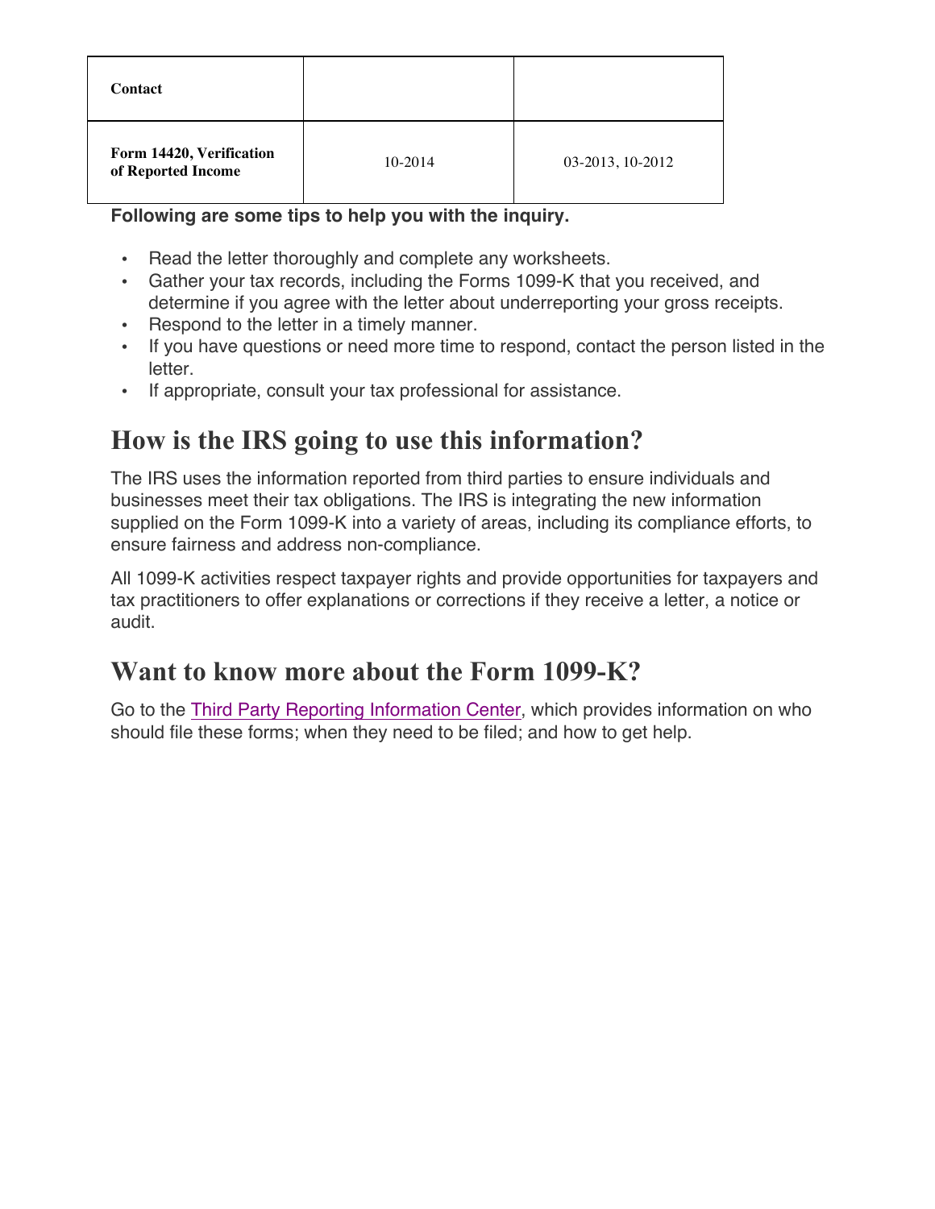| | | |
|---|---|---|
| **Contact** | | |
| **Form 14420, Verification of Reported Income** | 10-2014 | 03-2013, 10-2012 |

**Following are some tips to help you with the inquiry.**

- Read the letter thoroughly and complete any worksheets.
- Gather your tax records, including the Forms 1099-K that you received, and determine if you agree with the letter about underreporting your gross receipts.
- Respond to the letter in a timely manner.
- If you have questions or need more time to respond, contact the person listed in the letter.
- If appropriate, consult your tax professional for assistance.

## How is the IRS going to use this information?

The IRS uses the information reported from third parties to ensure individuals and businesses meet their tax obligations. The IRS is integrating the new information supplied on the Form 1099-K into a variety of areas, including its compliance efforts, to ensure fairness and address non-compliance.

All 1099-K activities respect taxpayer rights and provide opportunities for taxpayers and tax practitioners to offer explanations or corrections if they receive a letter, a notice or audit.

## Want to know more about the Form 1099-K?

Go to the Third Party Reporting Information Center, which provides information on who should file these forms; when they need to be filed; and how to get help.